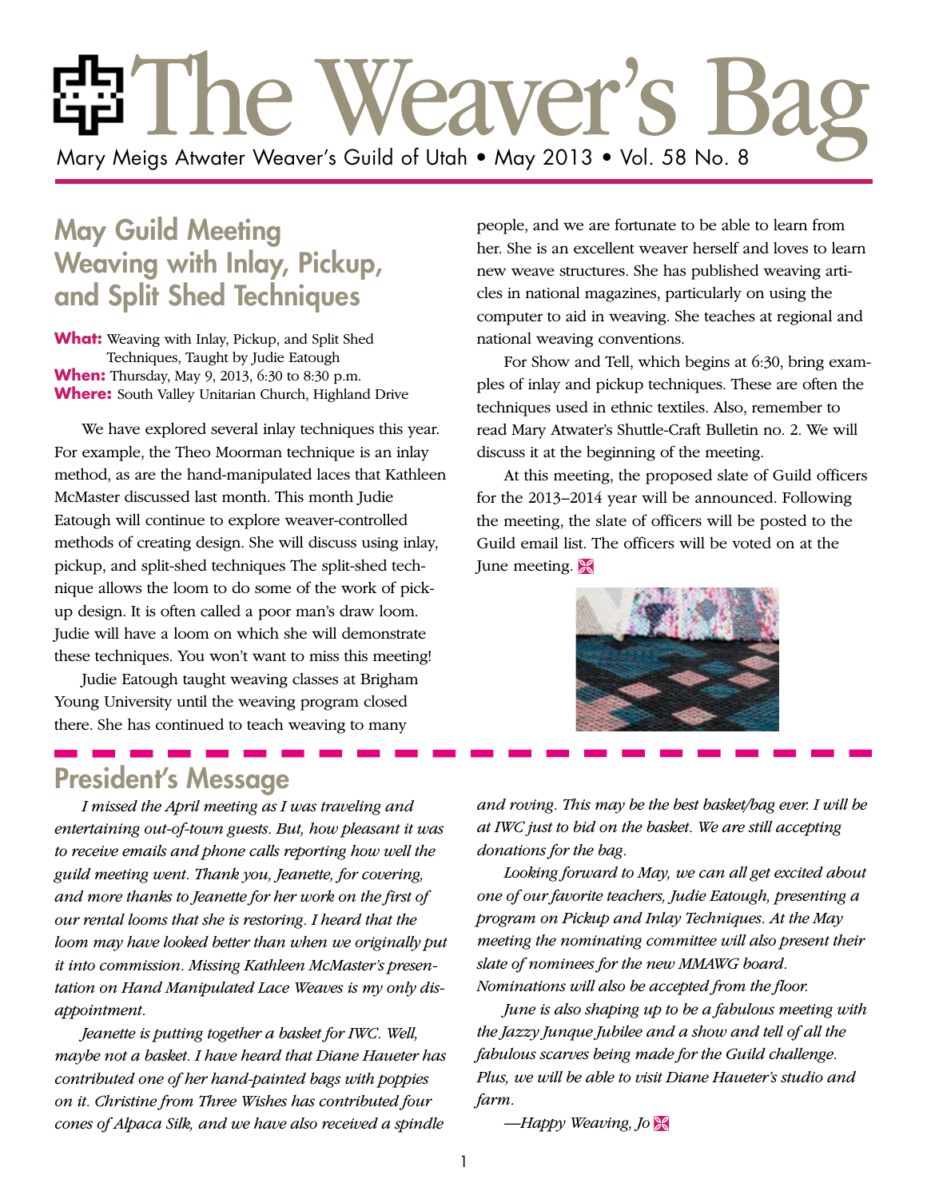# The Weaver's Bag

Mary Meigs Atwater Weaver's Guild of Utah • May 2013 • Vol. 58 No. 8

## May Guild Meeting Weaving with Inlay, Pickup, and Split Shed Techniques

**What:** Weaving with Inlay, Pickup, and Split Shed Techniques, Taught by Judie Eatough
**When:** Thursday, May 9, 2013, 6:30 to 8:30 p.m.
**Where:** South Valley Unitarian Church, Highland Drive

We have explored several inlay techniques this year. For example, the Theo Moorman technique is an inlay method, as are the hand-manipulated laces that Kathleen McMaster discussed last month. This month Judie Eatough will continue to explore weaver-controlled methods of creating design. She will discuss using inlay, pickup, and split-shed techniques The split-shed technique allows the loom to do some of the work of pickup design. It is often called a poor man's draw loom. Judie will have a loom on which she will demonstrate these techniques. You won't want to miss this meeting!

Judie Eatough taught weaving classes at Brigham Young University until the weaving program closed there. She has continued to teach weaving to many people, and we are fortunate to be able to learn from her. She is an excellent weaver herself and loves to learn new weave structures. She has published weaving articles in national magazines, particularly on using the computer to aid in weaving. She teaches at regional and national weaving conventions.

For Show and Tell, which begins at 6:30, bring examples of inlay and pickup techniques. These are often the techniques used in ethnic textiles. Also, remember to read Mary Atwater's Shuttle-Craft Bulletin no. 2. We will discuss it at the beginning of the meeting.

At this meeting, the proposed slate of Guild officers for the 2013–2014 year will be announced. Following the meeting, the slate of officers will be posted to the Guild email list. The officers will be voted on at the June meeting.

## President's Message

*I missed the April meeting as I was traveling and entertaining out-of-town guests. But, how pleasant it was to receive emails and phone calls reporting how well the guild meeting went. Thank you, Jeanette, for covering, and more thanks to Jeanette for her work on the first of our rental looms that she is restoring. I heard that the loom may have looked better than when we originally put it into commission. Missing Kathleen McMaster's presentation on Hand Manipulated Lace Weaves is my only disappointment.*

*Jeanette is putting together a basket for IWC. Well, maybe not a basket. I have heard that Diane Haueter has contributed one of her hand-painted bags with poppies on it. Christine from Three Wishes has contributed four cones of Alpaca Silk, and we have also received a spindle and roving. This may be the best basket/bag ever. I will be at IWC just to bid on the basket. We are still accepting donations for the bag.*

*Looking forward to May, we can all get excited about one of our favorite teachers, Judie Eatough, presenting a program on Pickup and Inlay Techniques. At the May meeting the nominating committee will also present their slate of nominees for the new MMAWG board. Nominations will also be accepted from the floor.*

*June is also shaping up to be a fabulous meeting with the Jazzy Junque Jubilee and a show and tell of all the fabulous scarves being made for the Guild challenge. Plus, we will be able to visit Diane Haueter's studio and farm.*

*—Happy Weaving, Jo*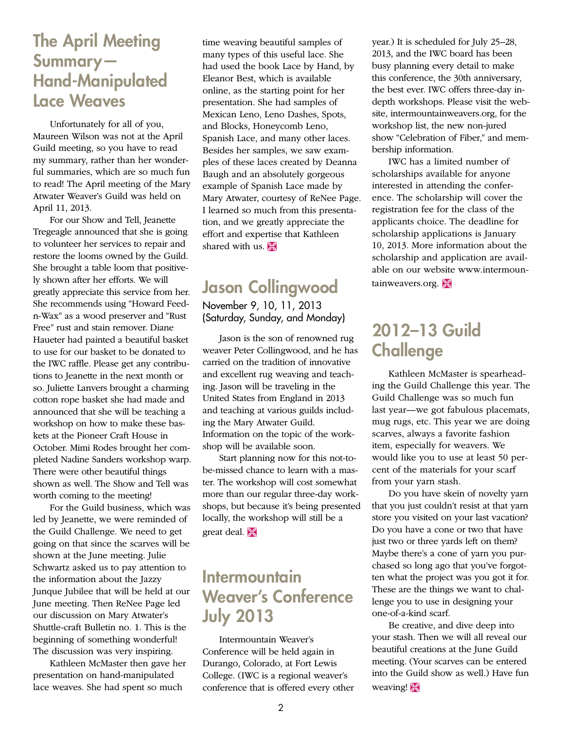## The April Meeting Summary—Hand-Manipulated Lace Weaves

Unfortunately for all of you, Maureen Wilson was not at the April Guild meeting, so you have to read my summary, rather than her wonderful summaries, which are so much fun to read! The April meeting of the Mary Atwater Weaver's Guild was held on April 11, 2013.

For our Show and Tell, Jeanette Tregeagle announced that she is going to volunteer her services to repair and restore the looms owned by the Guild. She brought a table loom that positively shown after her efforts. We will greatly appreciate this service from her. She recommends using "Howard Feed-n-Wax" as a wood preserver and "Rust Free" rust and stain remover. Diane Haueter had painted a beautiful basket to use for our basket to be donated to the IWC raffle. Please get any contributions to Jeanette in the next month or so. Juliette Lanvers brought a charming cotton rope basket she had made and announced that she will be teaching a workshop on how to make these baskets at the Pioneer Craft House in October. Mimi Rodes brought her completed Nadine Sanders workshop warp. There were other beautiful things shown as well. The Show and Tell was worth coming to the meeting!

For the Guild business, which was led by Jeanette, we were reminded of the Guild Challenge. We need to get going on that since the scarves will be shown at the June meeting. Julie Schwartz asked us to pay attention to the information about the Jazzy Junque Jubilee that will be held at our June meeting. Then ReNee Page led our discussion on Mary Atwater's Shuttle-craft Bulletin no. 1. This is the beginning of something wonderful! The discussion was very inspiring.

Kathleen McMaster then gave her presentation on hand-manipulated lace weaves. She had spent so much time weaving beautiful samples of many types of this useful lace. She had used the book Lace by Hand, by Eleanor Best, which is available online, as the starting point for her presentation. She had samples of Mexican Leno, Leno Dashes, Spots, and Blocks, Honeycomb Leno, Spanish Lace, and many other laces. Besides her samples, we saw examples of these laces created by Deanna Baugh and an absolutely gorgeous example of Spanish Lace made by Mary Atwater, courtesy of ReNee Page. I learned so much from this presentation, and we greatly appreciate the effort and expertise that Kathleen shared with us.

## Jason Collingwood

November 9, 10, 11, 2013
(Saturday, Sunday, and Monday)

Jason is the son of renowned rug weaver Peter Collingwood, and he has carried on the tradition of innovative and excellent rug weaving and teaching. Jason will be traveling in the United States from England in 2013 and teaching at various guilds including the Mary Atwater Guild. Information on the topic of the workshop will be available soon.

Start planning now for this not-to-be-missed chance to learn with a master. The workshop will cost somewhat more than our regular three-day workshops, but because it's being presented locally, the workshop will still be a great deal.

## Intermountain Weaver's Conference July 2013

Intermountain Weaver's Conference will be held again in Durango, Colorado, at Fort Lewis College. (IWC is a regional weaver's conference that is offered every other year.) It is scheduled for July 25–28, 2013, and the IWC board has been busy planning every detail to make this conference, the 30th anniversary, the best ever. IWC offers three-day in-depth workshops. Please visit the website, intermountainweavers.org, for the workshop list, the new non-jured show "Celebration of Fiber," and membership information.

IWC has a limited number of scholarships available for anyone interested in attending the conference. The scholarship will cover the registration fee for the class of the applicants choice. The deadline for scholarship applications is January 10, 2013. More information about the scholarship and application are available on our website www.intermountainweavers.org.

## 2012–13 Guild Challenge

Kathleen McMaster is spearheading the Guild Challenge this year. The Guild Challenge was so much fun last year—we got fabulous placemats, mug rugs, etc. This year we are doing scarves, always a favorite fashion item, especially for weavers. We would like you to use at least 50 percent of the materials for your scarf from your yarn stash.

Do you have skein of novelty yarn that you just couldn't resist at that yarn store you visited on your last vacation? Do you have a cone or two that have just two or three yards left on them? Maybe there's a cone of yarn you purchased so long ago that you've forgotten what the project was you got it for. These are the things we want to challenge you to use in designing your one-of-a-kind scarf.

Be creative, and dive deep into your stash. Then we will all reveal our beautiful creations at the June Guild meeting. (Your scarves can be entered into the Guild show as well.) Have fun weaving!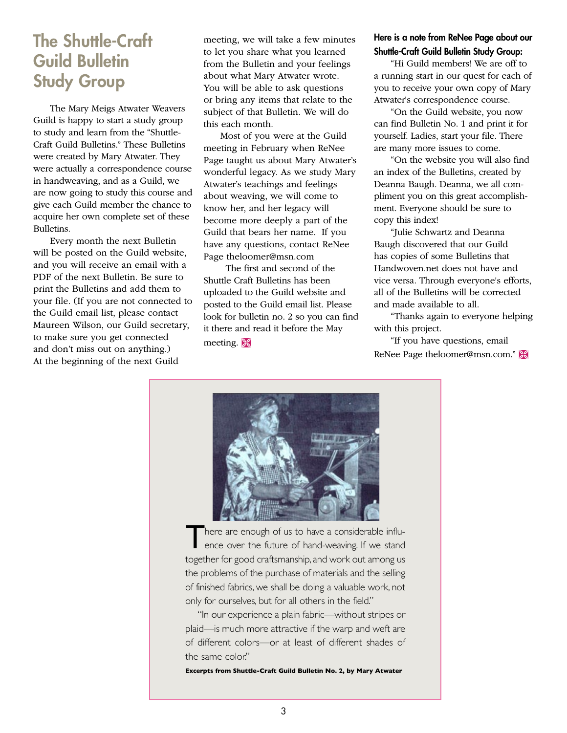# The Shuttle-Craft Guild Bulletin Study Group

The Mary Meigs Atwater Weavers Guild is happy to start a study group to study and learn from the "Shuttle-Craft Guild Bulletins." These Bulletins were created by Mary Atwater. They were actually a correspondence course in handweaving, and as a Guild, we are now going to study this course and give each Guild member the chance to acquire her own complete set of these Bulletins.

Every month the next Bulletin will be posted on the Guild website, and you will receive an email with a PDF of the next Bulletin. Be sure to print the Bulletins and add them to your file. (If you are not connected to the Guild email list, please contact Maureen Wilson, our Guild secretary, to make sure you get connected and don't miss out on anything.) At the beginning of the next Guild meeting, we will take a few minutes to let you share what you learned from the Bulletin and your feelings about what Mary Atwater wrote. You will be able to ask questions or bring any items that relate to the subject of that Bulletin. We will do this each month.

Most of you were at the Guild meeting in February when ReNee Page taught us about Mary Atwater's wonderful legacy. As we study Mary Atwater's teachings and feelings about weaving, we will come to know her, and her legacy will become more deeply a part of the Guild that bears her name. If you have any questions, contact ReNee Page theloomer@msn.com

The first and second of the Shuttle Craft Bulletins has been uploaded to the Guild website and posted to the Guild email list. Please look for bulletin no. 2 so you can find it there and read it before the May meeting.

**Here is a note from ReNee Page about our Shuttle-Craft Guild Bulletin Study Group:**

"Hi Guild members! We are off to a running start in our quest for each of you to receive your own copy of Mary Atwater's correspondence course.

"On the Guild website, you now can find Bulletin No. 1 and print it for yourself. Ladies, start your file. There are many more issues to come.

"On the website you will also find an index of the Bulletins, created by Deanna Baugh. Deanna, we all compliment you on this great accomplishment. Everyone should be sure to copy this index!

"Julie Schwartz and Deanna Baugh discovered that our Guild has copies of some Bulletins that Handwoven.net does not have and vice versa. Through everyone's efforts, all of the Bulletins will be corrected and made available to all.

"Thanks again to everyone helping with this project.

"If you have questions, email ReNee Page theloomer@msn.com."

---

"There are enough of us to have a considerable influence over the future of hand-weaving. If we stand together for good craftsmanship, and work out among us the problems of the purchase of materials and the selling of finished fabrics, we shall be doing a valuable work, not only for ourselves, but for all others in the field."

"In our experience a plain fabric—without stripes or plaid—is much more attractive if the warp and weft are of different colors—or at least of different shades of the same color."

**Excerpts from Shuttle-Craft Guild Bulletin No. 2, by Mary Atwater**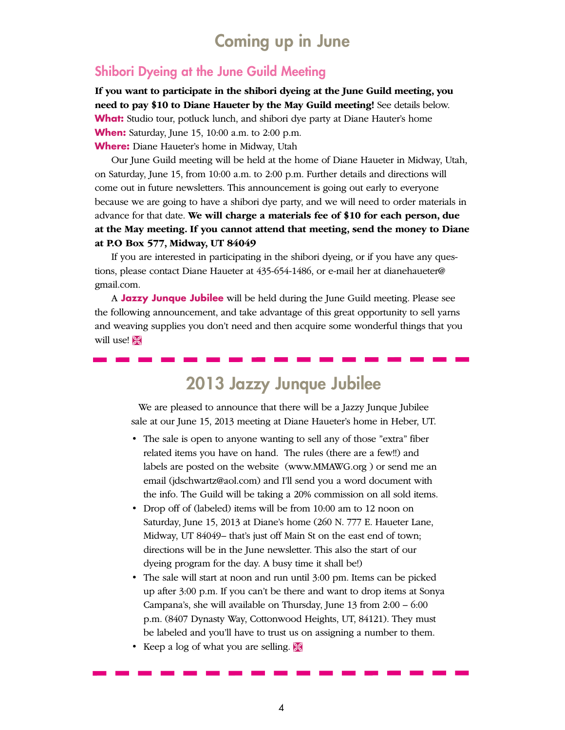# Coming up in June

## Shibori Dyeing at the June Guild Meeting

**If you want to participate in the shibori dyeing at the June Guild meeting, you need to pay $10 to Diane Haueter by the May Guild meeting!** See details below.

**What:** Studio tour, potluck lunch, and shibori dye party at Diane Hauter's home
**When:** Saturday, June 15, 10:00 a.m. to 2:00 p.m.
**Where:** Diane Haueter's home in Midway, Utah

Our June Guild meeting will be held at the home of Diane Haueter in Midway, Utah, on Saturday, June 15, from 10:00 a.m. to 2:00 p.m. Further details and directions will come out in future newsletters. This announcement is going out early to everyone because we are going to have a shibori dye party, and we will need to order materials in advance for that date. **We will charge a materials fee of $10 for each person, due at the May meeting. If you cannot attend that meeting, send the money to Diane at P.O Box 577, Midway, UT 84049**

If you are interested in participating in the shibori dyeing, or if you have any questions, please contact Diane Haueter at 435-654-1486, or e-mail her at dianehaueter@gmail.com.

A **Jazzy Junque Jubilee** will be held during the June Guild meeting. Please see the following announcement, and take advantage of this great opportunity to sell yarns and weaving supplies you don't need and then acquire some wonderful things that you will use!

# 2013 Jazzy Junque Jubilee

We are pleased to announce that there will be a Jazzy Junque Jubilee sale at our June 15, 2013 meeting at Diane Haueter's home in Heber, UT.

- The sale is open to anyone wanting to sell any of those "extra" fiber related items you have on hand. The rules (there are a few!!) and labels are posted on the website (www.MMAWG.org ) or send me an email (jdschwartz@aol.com) and I'll send you a word document with the info. The Guild will be taking a 20% commission on all sold items.
- Drop off of (labeled) items will be from 10:00 am to 12 noon on Saturday, June 15, 2013 at Diane's home (260 N. 777 E. Haueter Lane, Midway, UT 84049– that's just off Main St on the east end of town; directions will be in the June newsletter. This also the start of our dyeing program for the day. A busy time it shall be!)
- The sale will start at noon and run until 3:00 pm. Items can be picked up after 3:00 p.m. If you can't be there and want to drop items at Sonya Campana's, she will available on Thursday, June 13 from 2:00 – 6:00 p.m. (8407 Dynasty Way, Cottonwood Heights, UT, 84121). They must be labeled and you'll have to trust us on assigning a number to them.
- Keep a log of what you are selling.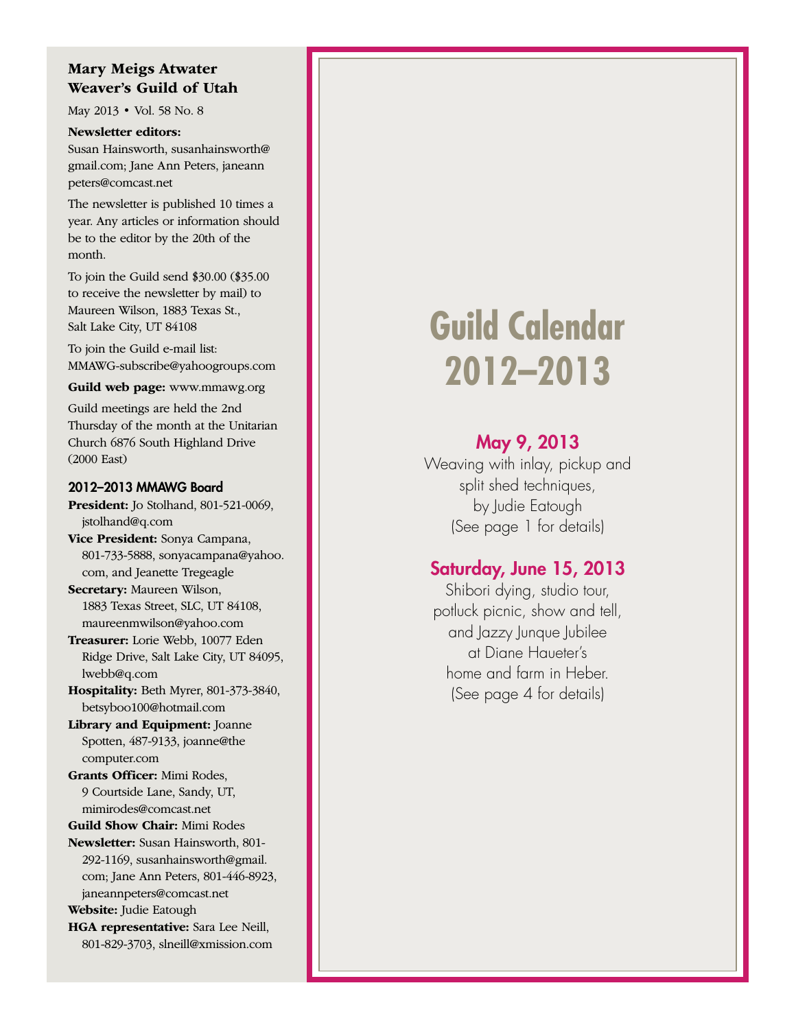## Mary Meigs Atwater Weaver's Guild of Utah

May 2013 • Vol. 58 No. 8

**Newsletter editors:**
Susan Hainsworth, susanhainsworth@gmail.com; Jane Ann Peters, janeannpeters@comcast.net

The newsletter is published 10 times a year. Any articles or information should be to the editor by the 20th of the month.

To join the Guild send $30.00 ($35.00 to receive the newsletter by mail) to Maureen Wilson, 1883 Texas St., Salt Lake City, UT 84108

To join the Guild e-mail list: MMAWG-subscribe@yahoogroups.com

**Guild web page:** www.mmawg.org

Guild meetings are held the 2nd Thursday of the month at the Unitarian Church 6876 South Highland Drive (2000 East)

### 2012–2013 MMAWG Board

**President:** Jo Stolhand, 801-521-0069, jstolhand@q.com

**Vice President:** Sonya Campana, 801-733-5888, sonyacampana@yahoo.com, and Jeanette Tregeagle

**Secretary:** Maureen Wilson, 1883 Texas Street, SLC, UT 84108, maureenmwilson@yahoo.com

**Treasurer:** Lorie Webb, 10077 Eden Ridge Drive, Salt Lake City, UT 84095, lwebb@q.com

**Hospitality:** Beth Myrer, 801-373-3840, betsyboo100@hotmail.com

**Library and Equipment:** Joanne Spotten, 487-9133, joanne@thecomputer.com

**Grants Officer:** Mimi Rodes, 9 Courtside Lane, Sandy, UT, mimirodes@comcast.net

**Guild Show Chair:** Mimi Rodes

**Newsletter:** Susan Hainsworth, 801-292-1169, susanhainsworth@gmail.com; Jane Ann Peters, 801-446-8923, janeannpeters@comcast.net

**Website:** Judie Eatough

**HGA representative:** Sara Lee Neill, 801-829-3703, slneill@xmission.com

# Guild Calendar 2012–2013

### May 9, 2013

Weaving with inlay, pickup and split shed techniques, by Judie Eatough (See page 1 for details)

### Saturday, June 15, 2013

Shibori dying, studio tour, potluck picnic, show and tell, and Jazzy Junque Jubilee at Diane Haueter's home and farm in Heber. (See page 4 for details)